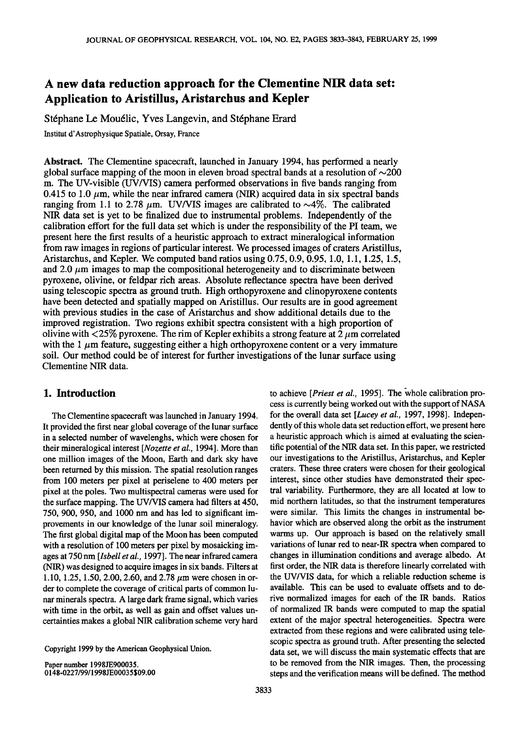# A new data reduction approach for the Clementine NIR data set: Application to Aristillus, Aristarchus and Kepler

Stéphane Le Mouélic, Yves Langevin, and Stéphane Erard

Institut d'Astrophysique Spatiale, Orsay, France

**Abstract.** The Clementine spacecraft, launched in January 1994, has performed a nearly global surface mapping of the moon in eleven broad spectral bands at a resolution of ~200 m. The UV-visible (UV/VIS) camera performed observations in five bands ranging from 0.415 to 1.0 $\mu$m, while the near infrared camera (NIR) acquired data in six spectral bands ranging from 1.1 to 2.78 $\mu$m. UV/VIS images are calibrated to ~4%. The calibrated NIR data set is yet to be finalized due to instrumental problems. Independently of the calibration effort for the full data set which is under the responsibility of the PI team, we present here the first results of a heuristic approach to extract mineralogical information from raw images in regions of particular interest. We processed images of craters Aristillus, Aristarchus, and Kepler. We computed band ratios using 0.75, 0.9, 0.95, 1.0, 1.1, 1.25, 1.5, and 2.0 $\mu$m images to map the compositional heterogeneity and to discriminate between pyroxene, olivine, or feldpar rich areas. Absolute reflectance spectra have been derived using telescopic spectra as ground truth. High orthopyroxene and clinopyroxene contents have been detected and spatially mapped on Aristillus. Our results are in good agreement with previous studies in the case of Aristarchus and show additional details due to the improved registration. Two regions exhibit spectra consistent with a high proportion of olivine with <25% pyroxene. The rim of Kepler exhibits a strong feature at 2 $\mu$m correlated with the 1 $\mu$m feature, suggesting either a high orthopyroxene content or a very immature soil. Our method could be of interest for further investigations of the lunar surface using Clementine NIR data.

## 1. Introduction

The Clementine spacecraft was launched in January 1994. It provided the first near global coverage of the lunar surface in a selected number of wavelenghs, which were chosen for their mineralogical interest [*Nozette et al.*, 1994]. More than one million images of the Moon, Earth and dark sky have been returned by this mission. The spatial resolution ranges from 100 meters per pixel at periselene to 400 meters per pixel at the poles. Two multispectral cameras were used for the surface mapping. The UV/VIS camera had filters at 450, 750, 900, 950, and 1000 nm and has led to significant improvements in our knowledge of the lunar soil mineralogy. The first global digital map of the Moon has been computed with a resolution of 100 meters per pixel by mosaicking images at 750 nm [*Isbell et al.*, 1997]. The near infrared camera (NIR) was designed to acquire images in six bands. Filters at 1.10, 1.25, 1.50, 2.00, 2.60, and 2.78 $\mu$m were chosen in order to complete the coverage of critical parts of common lunar minerals spectra. A large dark frame signal, which varies with time in the orbit, as well as gain and offset values uncertainties makes a global NIR calibration scheme very hard to achieve [*Priest et al.*, 1995]. The whole calibration process is currently being worked out with the support of NASA for the overall data set [*Lucey et al.*, 1997, 1998]. Independently of this whole data set reduction effort, we present here a heuristic approach which is aimed at evaluating the scientific potential of the NIR data set. In this paper, we restricted our investigations to the Aristillus, Aristarchus, and Kepler craters. These three craters were chosen for their geological interest, since other studies have demonstrated their spectral variability. Furthermore, they are all located at low to mid northern latitudes, so that the instrument temperatures were similar. This limits the changes in instrumental behavior which are observed along the orbit as the instrument warms up. Our approach is based on the relatively small variations of lunar red to near-IR spectra when compared to changes in illumination conditions and average albedo. At first order, the NIR data is therefore linearly correlated with the UV/VIS data, for which a reliable reduction scheme is available. This can be used to evaluate offsets and to derive normalized images for each of the IR bands. Ratios of normalized IR bands were computed to map the spatial extent of the major spectral heterogeneities. Spectra were extracted from these regions and were calibrated using telescopic spectra as ground truth. After presenting the selected data set, we will discuss the main systematic effects that are to be removed from the NIR images. Then, the processing steps and the verification means will be defined. The method

Copyright 1999 by the American Geophysical Union.

Paper number 1998JE900035.
0148-0227/99/1998JE900035$09.00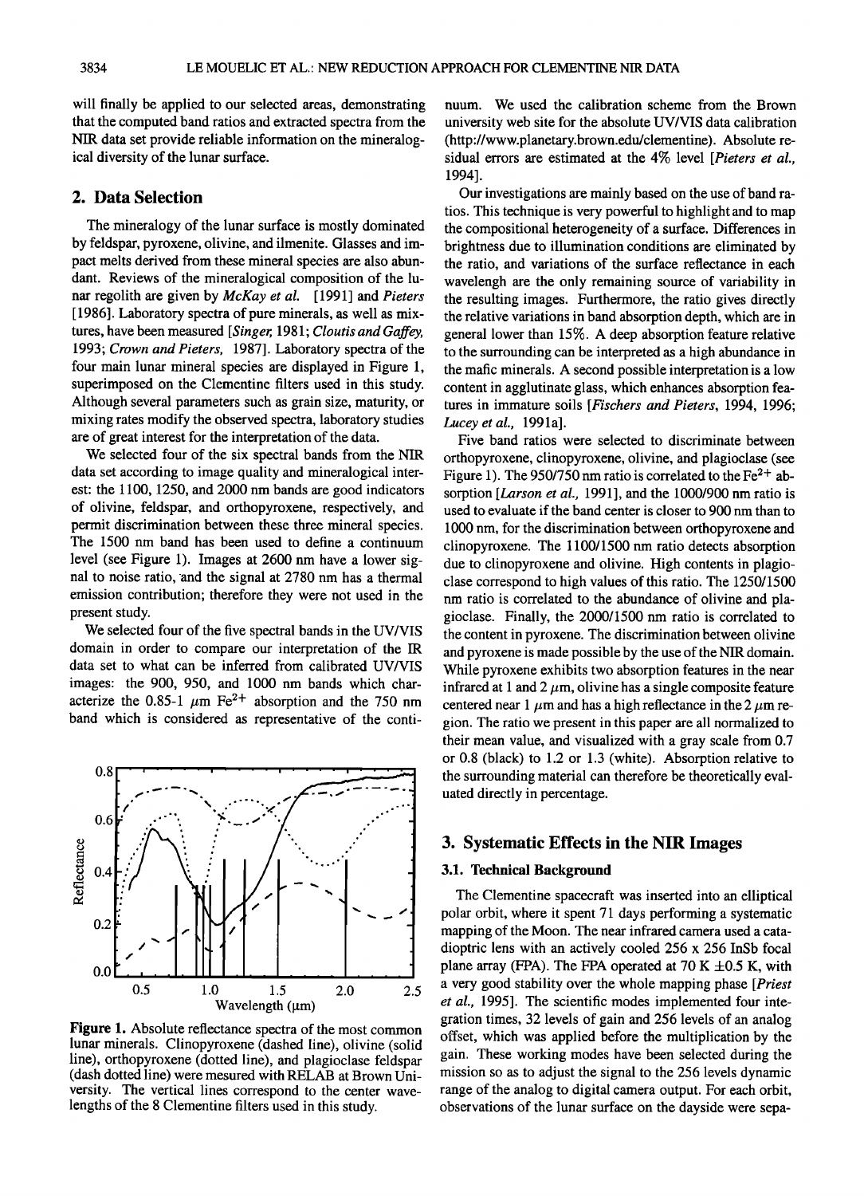will finally be applied to our selected areas, demonstrating that the computed band ratios and extracted spectra from the NIR data set provide reliable information on the mineralogical diversity of the lunar surface.

## 2. Data Selection

The mineralogy of the lunar surface is mostly dominated by feldspar, pyroxene, olivine, and ilmenite. Glasses and impact melts derived from these mineral species are also abundant. Reviews of the mineralogical composition of the lunar regolith are given by *McKay et al.* [1991] and *Pieters* [1986]. Laboratory spectra of pure minerals, as well as mixtures, have been measured [*Singer,* 1981; *Cloutis and Gaffey,* 1993; *Crown and Pieters,* 1987]. Laboratory spectra of the four main lunar mineral species are displayed in Figure 1, superimposed on the Clementine filters used in this study. Although several parameters such as grain size, maturity, or mixing rates modify the observed spectra, laboratory studies are of great interest for the interpretation of the data.

We selected four of the six spectral bands from the NIR data set according to image quality and mineralogical interest: the 1100, 1250, and 2000 nm bands are good indicators of olivine, feldspar, and orthopyroxene, respectively, and permit discrimination between these three mineral species. The 1500 nm band has been used to define a continuum level (see Figure 1). Images at 2600 nm have a lower signal to noise ratio, and the signal at 2780 nm has a thermal emission contribution; therefore they were not used in the present study.

We selected four of the five spectral bands in the UV/VIS domain in order to compare our interpretation of the IR data set to what can be inferred from calibrated UV/VIS images: the 900, 950, and 1000 nm bands which characterize the 0.85-1 μm $Fe^{2+}$ absorption and the 750 nm band which is considered as representative of the continuum. We used the calibration scheme from the Brown university web site for the absolute UV/VIS data calibration (http://www.planetary.brown.edu/clementine). Absolute residual errors are estimated at the 4% level [*Pieters et al.,* 1994].

**Figure 1.** Absolute reflectance spectra of the most common lunar minerals. Clinopyroxene (dashed line), olivine (solid line), orthopyroxene (dotted line), and plagioclase feldspar (dash dotted line) were mesured with RELAB at Brown University. The vertical lines correspond to the center wavelengths of the 8 Clementine filters used in this study.

Our investigations are mainly based on the use of band ratios. This technique is very powerful to highlight and to map the compositional heterogeneity of a surface. Differences in brightness due to illumination conditions are eliminated by the ratio, and variations of the surface reflectance in each wavelengh are the only remaining source of variability in the resulting images. Furthermore, the ratio gives directly the relative variations in band absorption depth, which are in general lower than 15%. A deep absorption feature relative to the surrounding can be interpreted as a high abundance in the mafic minerals. A second possible interpretation is a low content in agglutinate glass, which enhances absorption features in immature soils [*Fischers and Pieters,* 1994, 1996; *Lucey et al.,* 1991a].

Five band ratios were selected to discriminate between orthopyroxene, clinopyroxene, olivine, and plagioclase (see Figure 1). The 950/750 nm ratio is correlated to the $Fe^{2+}$ absorption [*Larson et al.,* 1991], and the 1000/900 nm ratio is used to evaluate if the band center is closer to 900 nm than to 1000 nm, for the discrimination between orthopyroxene and clinopyroxene. The 1100/1500 nm ratio detects absorption due to clinopyroxene and olivine. High contents in plagioclase correspond to high values of this ratio. The 1250/1500 nm ratio is correlated to the abundance of olivine and plagioclase. Finally, the 2000/1500 nm ratio is correlated to the content in pyroxene. The discrimination between olivine and pyroxene is made possible by the use of the NIR domain. While pyroxene exhibits two absorption features in the near infrared at 1 and 2 μm, olivine has a single composite feature centered near 1 μm and has a high reflectance in the 2 μm region. The ratio we present in this paper are all normalized to their mean value, and visualized with a gray scale from 0.7 or 0.8 (black) to 1.2 or 1.3 (white). Absorption relative to the surrounding material can therefore be theoretically evaluated directly in percentage.

## 3. Systematic Effects in the NIR Images

### 3.1. Technical Background

The Clementine spacecraft was inserted into an elliptical polar orbit, where it spent 71 days performing a systematic mapping of the Moon. The near infrared camera used a catadioptric lens with an actively cooled 256 x 256 InSb focal plane array (FPA). The FPA operated at 70 K ±0.5 K, with a very good stability over the whole mapping phase [*Priest et al.,* 1995]. The scientific modes implemented four integration times, 32 levels of gain and 256 levels of an analog offset, which was applied before the multiplication by the gain. These working modes have been selected during the mission so as to adjust the signal to the 256 levels dynamic range of the analog to digital camera output. For each orbit, observations of the lunar surface on the dayside were sepa-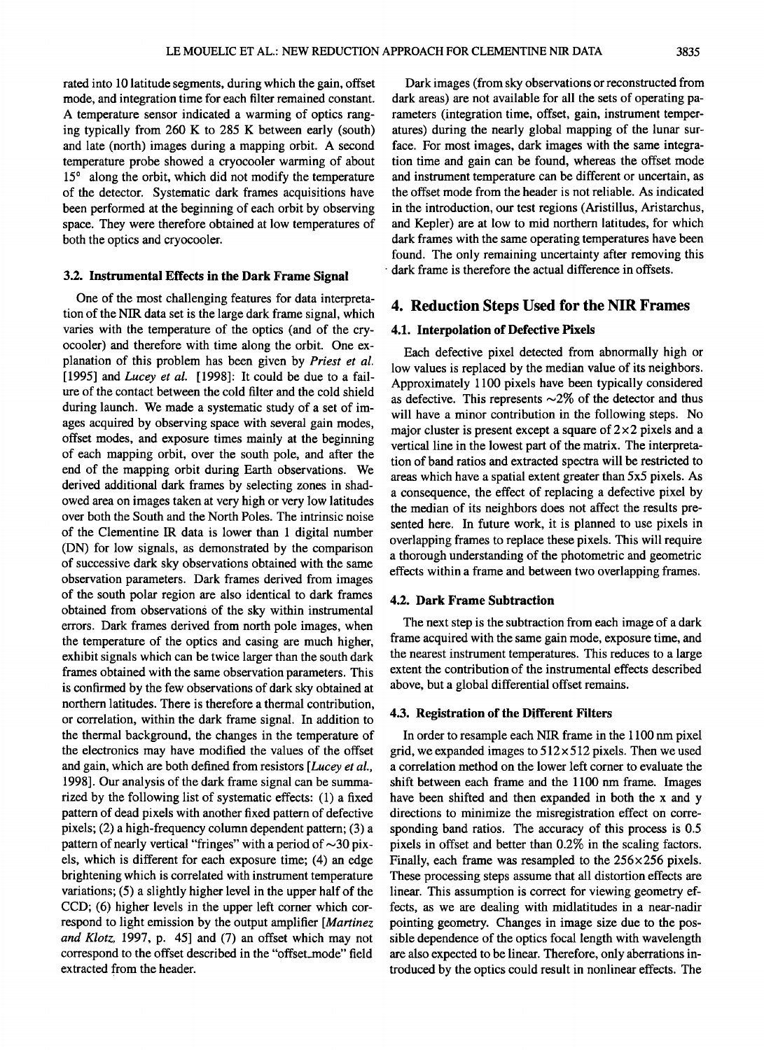rated into 10 latitude segments, during which the gain, offset mode, and integration time for each filter remained constant. A temperature sensor indicated a warming of optics ranging typically from 260 K to 285 K between early (south) and late (north) images during a mapping orbit. A second temperature probe showed a cryocooler warming of about 15° along the orbit, which did not modify the temperature of the detector. Systematic dark frames acquisitions have been performed at the beginning of each orbit by observing space. They were therefore obtained at low temperatures of both the optics and cryocooler.

### 3.2. Instrumental Effects in the Dark Frame Signal

One of the most challenging features for data interpretation of the NIR data set is the large dark frame signal, which varies with the temperature of the optics (and of the cryocooler) and therefore with time along the orbit. One explanation of this problem has been given by *Priest et al.* [1995] and *Lucey et al.* [1998]: It could be due to a failure of the contact between the cold filter and the cold shield during launch. We made a systematic study of a set of images acquired by observing space with several gain modes, offset modes, and exposure times mainly at the beginning of each mapping orbit, over the south pole, and after the end of the mapping orbit during Earth observations. We derived additional dark frames by selecting zones in shadowed area on images taken at very high or very low latitudes over both the South and the North Poles. The intrinsic noise of the Clementine IR data is lower than 1 digital number (DN) for low signals, as demonstrated by the comparison of successive dark sky observations obtained with the same observation parameters. Dark frames derived from images of the south polar region are also identical to dark frames obtained from observations of the sky within instrumental errors. Dark frames derived from north pole images, when the temperature of the optics and casing are much higher, exhibit signals which can be twice larger than the south dark frames obtained with the same observation parameters. This is confirmed by the few observations of dark sky obtained at northern latitudes. There is therefore a thermal contribution, or correlation, within the dark frame signal. In addition to the thermal background, the changes in the temperature of the electronics may have modified the values of the offset and gain, which are both defined from resistors [*Lucey et al.*, 1998]. Our analysis of the dark frame signal can be summarized by the following list of systematic effects: (1) a fixed pattern of dead pixels with another fixed pattern of defective pixels; (2) a high-frequency column dependent pattern; (3) a pattern of nearly vertical "fringes" with a period of ~30 pixels, which is different for each exposure time; (4) an edge brightening which is correlated with instrument temperature variations; (5) a slightly higher level in the upper half of the CCD; (6) higher levels in the upper left corner which correspond to light emission by the output amplifier [*Martinez and Klotz*, 1997, p. 45] and (7) an offset which may not correspond to the offset described in the "offset_mode" field extracted from the header.

Dark images (from sky observations or reconstructed from dark areas) are not available for all the sets of operating parameters (integration time, offset, gain, instrument temperatures) during the nearly global mapping of the lunar surface. For most images, dark images with the same integration time and gain can be found, whereas the offset mode and instrument temperature can be different or uncertain, as the offset mode from the header is not reliable. As indicated in the introduction, our test regions (Aristillus, Aristarchus, and Kepler) are at low to mid northern latitudes, for which dark frames with the same operating temperatures have been found. The only remaining uncertainty after removing this dark frame is therefore the actual difference in offsets.

## 4. Reduction Steps Used for the NIR Frames

### 4.1. Interpolation of Defective Pixels

Each defective pixel detected from abnormally high or low values is replaced by the median value of its neighbors. Approximately 1100 pixels have been typically considered as defective. This represents ~2% of the detector and thus will have a minor contribution in the following steps. No major cluster is present except a square of 2×2 pixels and a vertical line in the lowest part of the matrix. The interpretation of band ratios and extracted spectra will be restricted to areas which have a spatial extent greater than 5x5 pixels. As a consequence, the effect of replacing a defective pixel by the median of its neighbors does not affect the results presented here. In future work, it is planned to use pixels in overlapping frames to replace these pixels. This will require a thorough understanding of the photometric and geometric effects within a frame and between two overlapping frames.

### 4.2. Dark Frame Subtraction

The next step is the subtraction from each image of a dark frame acquired with the same gain mode, exposure time, and the nearest instrument temperatures. This reduces to a large extent the contribution of the instrumental effects described above, but a global differential offset remains.

### 4.3. Registration of the Different Filters

In order to resample each NIR frame in the 1100 nm pixel grid, we expanded images to 512×512 pixels. Then we used a correlation method on the lower left corner to evaluate the shift between each frame and the 1100 nm frame. Images have been shifted and then expanded in both the x and y directions to minimize the misregistration effect on corresponding band ratios. The accuracy of this process is 0.5 pixels in offset and better than 0.2% in the scaling factors. Finally, each frame was resampled to the 256×256 pixels. These processing steps assume that all distortion effects are linear. This assumption is correct for viewing geometry effects, as we are dealing with midlatitudes in a near-nadir pointing geometry. Changes in image size due to the possible dependence of the optics focal length with wavelength are also expected to be linear. Therefore, only aberrations introduced by the optics could result in nonlinear effects. The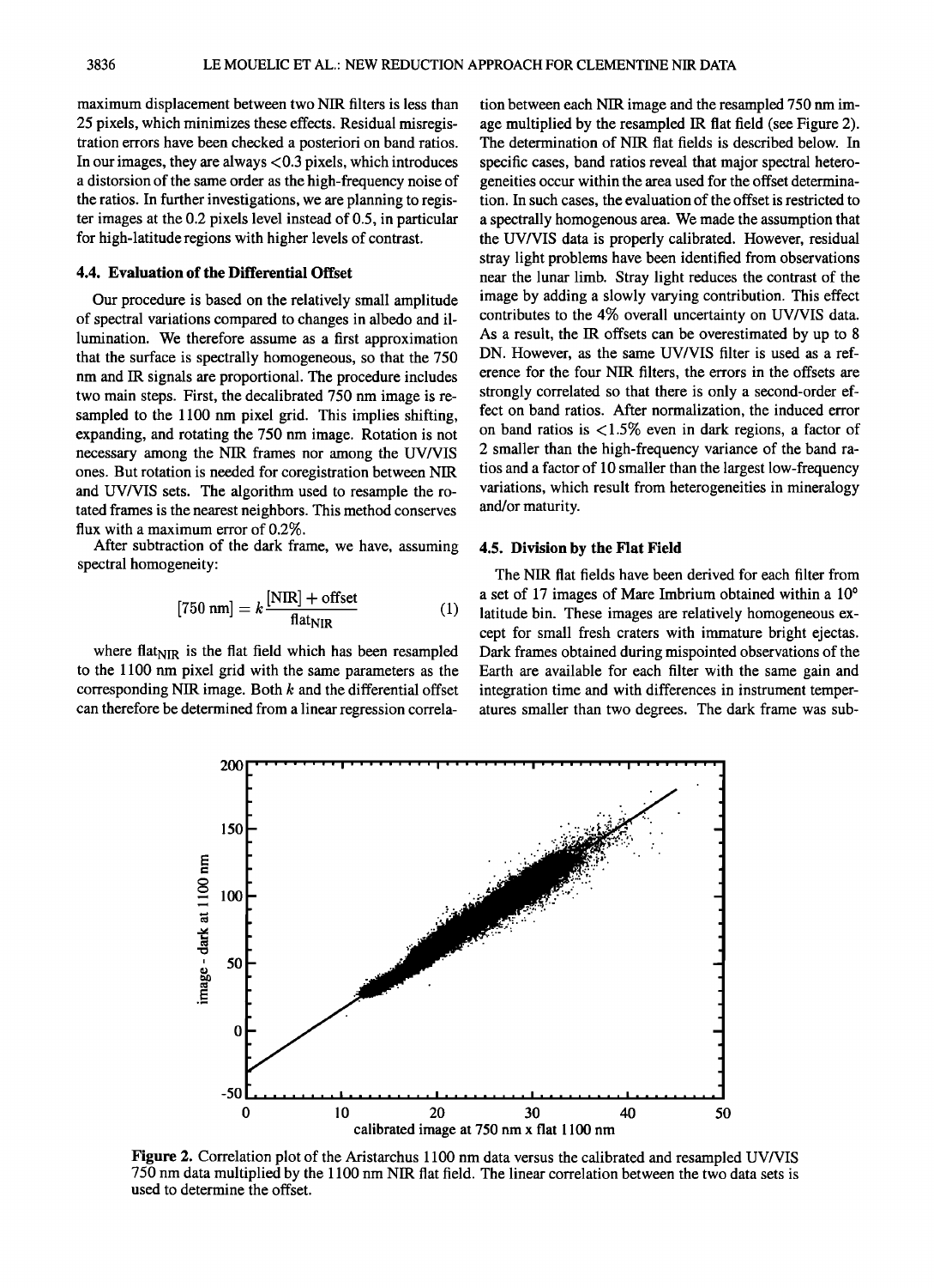maximum displacement between two NIR filters is less than 25 pixels, which minimizes these effects. Residual misregistration errors have been checked a posteriori on band ratios. In our images, they are always <0.3 pixels, which introduces a distorsion of the same order as the high-frequency noise of the ratios. In further investigations, we are planning to register images at the 0.2 pixels level instead of 0.5, in particular for high-latitude regions with higher levels of contrast.

### 4.4. Evaluation of the Differential Offset

Our procedure is based on the relatively small amplitude of spectral variations compared to changes in albedo and illumination. We therefore assume as a first approximation that the surface is spectrally homogeneous, so that the 750 nm and IR signals are proportional. The procedure includes two main steps. First, the decalibrated 750 nm image is resampled to the 1100 nm pixel grid. This implies shifting, expanding, and rotating the 750 nm image. Rotation is not necessary among the NIR frames nor among the UV/VIS ones. But rotation is needed for coregistration between NIR and UV/VIS sets. The algorithm used to resample the rotated frames is the nearest neighbors. This method conserves flux with a maximum error of 0.2%.

After subtraction of the dark frame, we have, assuming spectral homogeneity:

$$[750 \text{ nm}] = k \frac{[\text{NIR}] + \text{offset}}{\text{flat}_{\text{NIR}}} \qquad (1)$$

where $\text{flat}_{\text{NIR}}$ is the flat field which has been resampled to the 1100 nm pixel grid with the same parameters as the corresponding NIR image. Both $k$ and the differential offset can therefore be determined from a linear regression correlation between each NIR image and the resampled 750 nm image multiplied by the resampled IR flat field (see Figure 2). The determination of NIR flat fields is described below. In specific cases, band ratios reveal that major spectral heterogeneities occur within the area used for the offset determination. In such cases, the evaluation of the offset is restricted to a spectrally homogenous area. We made the assumption that the UV/VIS data is properly calibrated. However, residual stray light problems have been identified from observations near the lunar limb. Stray light reduces the contrast of the image by adding a slowly varying contribution. This effect contributes to the 4% overall uncertainty on UV/VIS data. As a result, the IR offsets can be overestimated by up to 8 DN. However, as the same UV/VIS filter is used as a reference for the four NIR filters, the errors in the offsets are strongly correlated so that there is only a second-order effect on band ratios. After normalization, the induced error on band ratios is <1.5% even in dark regions, a factor of 2 smaller than the high-frequency variance of the band ratios and a factor of 10 smaller than the largest low-frequency variations, which result from heterogeneities in mineralogy and/or maturity.

### 4.5. Division by the Flat Field

The NIR flat fields have been derived for each filter from a set of 17 images of Mare Imbrium obtained within a 10° latitude bin. These images are relatively homogeneous except for small fresh craters with immature bright ejectas. Dark frames obtained during mispointed observations of the Earth are available for each filter with the same gain and integration time and with differences in instrument temperatures smaller than two degrees. The dark frame was sub-

**Figure 2.** Correlation plot of the Aristarchus 1100 nm data versus the calibrated and resampled UV/VIS 750 nm data multiplied by the 1100 nm NIR flat field. The linear correlation between the two data sets is used to determine the offset.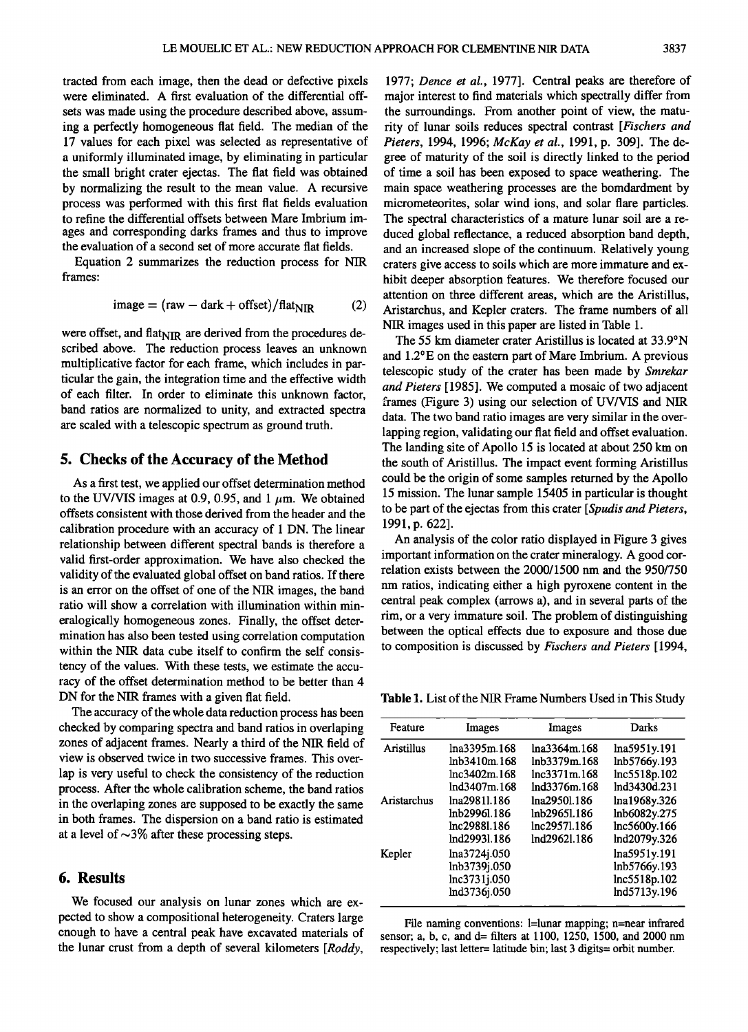tracted from each image, then the dead or defective pixels were eliminated. A first evaluation of the differential offsets was made using the procedure described above, assuming a perfectly homogeneous flat field. The median of the 17 values for each pixel was selected as representative of a uniformly illuminated image, by eliminating in particular the small bright crater ejectas. The flat field was obtained by normalizing the result to the mean value. A recursive process was performed with this first flat fields evaluation to refine the differential offsets between Mare Imbrium images and corresponding darks frames and thus to improve the evaluation of a second set of more accurate flat fields.

Equation 2 summarizes the reduction process for NIR frames:

$$\text{image} = (\text{raw} - \text{dark} + \text{offset})/\text{flat}_{\text{NIR}} \quad (2)$$

were offset, and $\text{flat}_{\text{NIR}}$ are derived from the procedures described above. The reduction process leaves an unknown multiplicative factor for each frame, which includes in particular the gain, the integration time and the effective width of each filter. In order to eliminate this unknown factor, band ratios are normalized to unity, and extracted spectra are scaled with a telescopic spectrum as ground truth.

## 5. Checks of the Accuracy of the Method

As a first test, we applied our offset determination method to the UV/VIS images at 0.9, 0.95, and 1 $\mu$m. We obtained offsets consistent with those derived from the header and the calibration procedure with an accuracy of 1 DN. The linear relationship between different spectral bands is therefore a valid first-order approximation. We have also checked the validity of the evaluated global offset on band ratios. If there is an error on the offset of one of the NIR images, the band ratio will show a correlation with illumination within mineralogically homogeneous zones. Finally, the offset determination has also been tested using correlation computation within the NIR data cube itself to confirm the self consistency of the values. With these tests, we estimate the accuracy of the offset determination method to be better than 4 DN for the NIR frames with a given flat field.

The accuracy of the whole data reduction process has been checked by comparing spectra and band ratios in overlaping zones of adjacent frames. Nearly a third of the NIR field of view is observed twice in two successive frames. This overlap is very useful to check the consistency of the reduction process. After the whole calibration scheme, the band ratios in the overlaping zones are supposed to be exactly the same in both frames. The dispersion on a band ratio is estimated at a level of ~3% after these processing steps.

## 6. Results

We focused our analysis on lunar zones which are expected to show a compositional heterogeneity. Craters large enough to have a central peak have excavated materials of the lunar crust from a depth of several kilometers [*Roddy*, 1977; *Dence et al.*, 1977]. Central peaks are therefore of major interest to find materials which spectrally differ from the surroundings. From another point of view, the maturity of lunar soils reduces spectral contrast [*Fischers and Pieters*, 1994, 1996; *McKay et al.*, 1991, p. 309]. The degree of maturity of the soil is directly linked to the period of time a soil has been exposed to space weathering. The main space weathering processes are the bomdardment by micrometeorites, solar wind ions, and solar flare particles. The spectral characteristics of a mature lunar soil are a reduced global reflectance, a reduced absorption band depth, and an increased slope of the continuum. Relatively young craters give access to soils which are more immature and exhibit deeper absorption features. We therefore focused our attention on three different areas, which are the Aristillus, Aristarchus, and Kepler craters. The frame numbers of all NIR images used in this paper are listed in Table 1.

The 55 km diameter crater Aristillus is located at 33.9°N and 1.2°E on the eastern part of Mare Imbrium. A previous telescopic study of the crater has been made by *Smrekar and Pieters* [1985]. We computed a mosaic of two adjacent frames (Figure 3) using our selection of UV/VIS and NIR data. The two band ratio images are very similar in the overlapping region, validating our flat field and offset evaluation. The landing site of Apollo 15 is located at about 250 km on the south of Aristillus. The impact event forming Aristillus could be the origin of some samples returned by the Apollo 15 mission. The lunar sample 15405 in particular is thought to be part of the ejectas from this crater [*Spudis and Pieters*, 1991, p. 622].

An analysis of the color ratio displayed in Figure 3 gives important information on the crater mineralogy. A good correlation exists between the 2000/1500 nm and the 950/750 nm ratios, indicating either a high pyroxene content in the central peak complex (arrows a), and in several parts of the rim, or a very immature soil. The problem of distinguishing between the optical effects due to exposure and those due to composition is discussed by *Fischers and Pieters* [1994,

**Table 1.** List of the NIR Frame Numbers Used in This Study

| Feature | Images | Images | Darks |
|---|---|---|---|
| Aristillus | lna3395m.168 | lna3364m.168 | lna5951y.191 |
| | lnb3410m.168 | lnb3379m.168 | lnb5766y.193 |
| | lnc3402m.168 | lnc3371m.168 | lnc5518p.102 |
| | lnd3407m.168 | lnd3376m.168 | lnd3430d.231 |
| Aristarchus | lna2981l.186 | lna2950l.186 | lna1968y.326 |
| | lnb2996l.186 | lnb2965l.186 | lnb6082y.275 |
| | lnc2988l.186 | lnc2957l.186 | lnc5600y.166 |
| | lnd2993l.186 | lnd2962l.186 | lnd2079y.326 |
| Kepler | lna3724j.050 | | lna5951y.191 |
| | lnb3739j.050 | | lnb5766y.193 |
| | lnc3731j.050 | | lnc5518p.102 |
| | lnd3736j.050 | | lnd5713y.196 |

File naming conventions: l=lunar mapping; n=near infrared sensor; a, b, c, and d= filters at 1100, 1250, 1500, and 2000 nm respectively; last letter= latitude bin; last 3 digits= orbit number.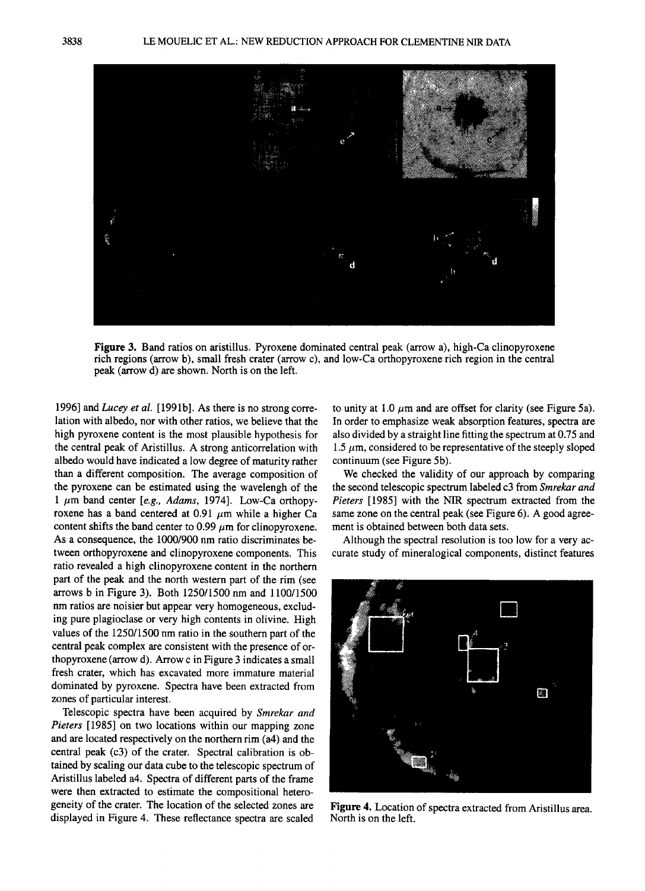Figure 3. Band ratios on aristillus. Pyroxene dominated central peak (arrow a), high-Ca clinopyroxene rich regions (arrow b), small fresh crater (arrow c), and low-Ca orthopyroxene rich region in the central peak (arrow d) are shown. North is on the left.

1996] and *Lucey et al.* [1991b]. As there is no strong correlation with albedo, nor with other ratios, we believe that the high pyroxene content is the most plausible hypothesis for the central peak of Aristillus. A strong anticorrelation with albedo would have indicated a low degree of maturity rather than a different composition. The average composition of the pyroxene can be estimated using the wavelengh of the 1 $\mu$m band center [*e.g., Adams*, 1974]. Low-Ca orthopyroxene has a band centered at 0.91 $\mu$m while a higher Ca content shifts the band center to 0.99 $\mu$m for clinopyroxene. As a consequence, the 1000/900 nm ratio discriminates between orthopyroxene and clinopyroxene components. This ratio revealed a high clinopyroxene content in the northern part of the peak and the north western part of the rim (see arrows b in Figure 3). Both 1250/1500 nm and 1100/1500 nm ratios are noisier but appear very homogeneous, excluding pure plagioclase or very high contents in olivine. High values of the 1250/1500 nm ratio in the southern part of the central peak complex are consistent with the presence of orthopyroxene (arrow d). Arrow c in Figure 3 indicates a small fresh crater, which has excavated more immature material dominated by pyroxene. Spectra have been extracted from zones of particular interest.

Telescopic spectra have been acquired by *Smrekar and Pieters* [1985] on two locations within our mapping zone and are located respectively on the northern rim (a4) and the central peak (c3) of the crater. Spectral calibration is obtained by scaling our data cube to the telescopic spectrum of Aristillus labeled a4. Spectra of different parts of the frame were then extracted to estimate the compositional heterogeneity of the crater. The location of the selected zones are displayed in Figure 4. These reflectance spectra are scaled to unity at 1.0 $\mu$m and are offset for clarity (see Figure 5a). In order to emphasize weak absorption features, spectra are also divided by a straight line fitting the spectrum at 0.75 and 1.5 $\mu$m, considered to be representative of the steeply sloped continuum (see Figure 5b).

We checked the validity of our approach by comparing the second telescopic spectrum labeled c3 from *Smrekar and Pieters* [1985] with the NIR spectrum extracted from the same zone on the central peak (see Figure 6). A good agreement is obtained between both data sets.

Although the spectral resolution is too low for a very accurate study of mineralogical components, distinct features

Figure 4. Location of spectra extracted from Aristillus area. North is on the left.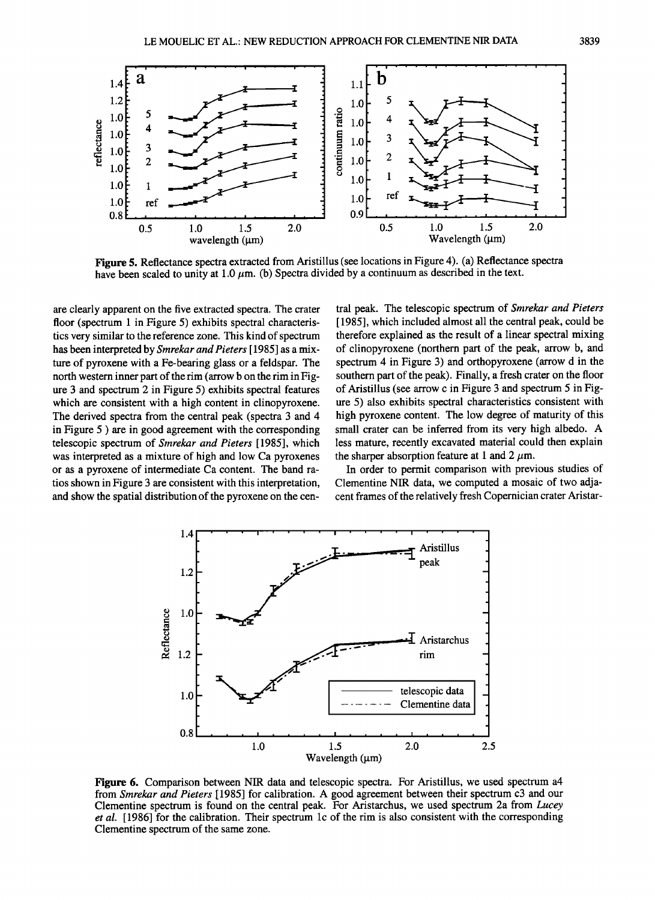Figure 5. Reflectance spectra extracted from Aristillus (see locations in Figure 4). (a) Reflectance spectra have been scaled to unity at 1.0 $\mu$m. (b) Spectra divided by a continuum as described in the text.

are clearly apparent on the five extracted spectra. The crater floor (spectrum 1 in Figure 5) exhibits spectral characteristics very similar to the reference zone. This kind of spectrum has been interpreted by *Smrekar and Pieters* [1985] as a mixture of pyroxene with a Fe-bearing glass or a feldspar. The north western inner part of the rim (arrow b on the rim in Figure 3 and spectrum 2 in Figure 5) exhibits spectral features which are consistent with a high content in clinopyroxene. The derived spectra from the central peak (spectra 3 and 4 in Figure 5 ) are in good agreement with the corresponding telescopic spectrum of *Smrekar and Pieters* [1985], which was interpreted as a mixture of high and low Ca pyroxenes or as a pyroxene of intermediate Ca content. The band ratios shown in Figure 3 are consistent with this interpretation, and show the spatial distribution of the pyroxene on the central peak. The telescopic spectrum of *Smrekar and Pieters* [1985], which included almost all the central peak, could be therefore explained as the result of a linear spectral mixing of clinopyroxene (northern part of the peak, arrow b, and spectrum 4 in Figure 3) and orthopyroxene (arrow d in the southern part of the peak). Finally, a fresh crater on the floor of Aristillus (see arrow c in Figure 3 and spectrum 5 in Figure 5) also exhibits spectral characteristics consistent with high pyroxene content. The low degree of maturity of this small crater can be inferred from its very high albedo. A less mature, recently excavated material could then explain the sharper absorption feature at 1 and 2 $\mu$m.

In order to permit comparison with previous studies of Clementine NIR data, we computed a mosaic of two adjacent frames of the relatively fresh Copernician crater Aristar-

Figure 6. Comparison between NIR data and telescopic spectra. For Aristillus, we used spectrum a4 from *Smrekar and Pieters* [1985] for calibration. A good agreement between their spectrum c3 and our Clementine spectrum is found on the central peak. For Aristarchus, we used spectrum 2a from *Lucey et al.* [1986] for the calibration. Their spectrum 1c of the rim is also consistent with the corresponding Clementine spectrum of the same zone.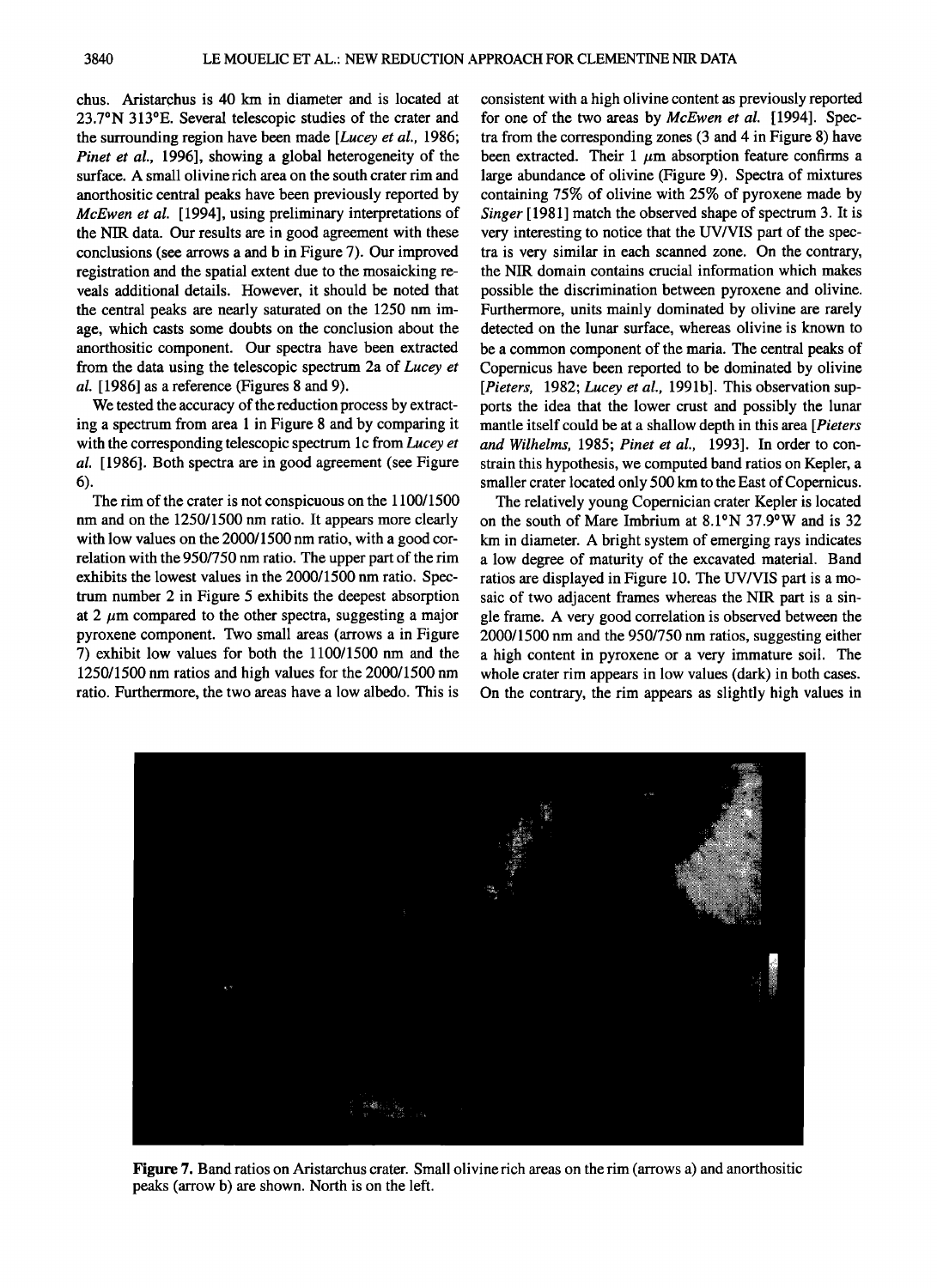chus. Aristarchus is 40 km in diameter and is located at 23.7°N 313°E. Several telescopic studies of the crater and the surrounding region have been made [*Lucey et al.*, 1986; *Pinet et al.*, 1996], showing a global heterogeneity of the surface. A small olivine rich area on the south crater rim and anorthositic central peaks have been previously reported by *McEwen et al.* [1994], using preliminary interpretations of the NIR data. Our results are in good agreement with these conclusions (see arrows a and b in Figure 7). Our improved registration and the spatial extent due to the mosaicking reveals additional details. However, it should be noted that the central peaks are nearly saturated on the 1250 nm image, which casts some doubts on the conclusion about the anorthositic component. Our spectra have been extracted from the data using the telescopic spectrum 2a of *Lucey et al.* [1986] as a reference (Figures 8 and 9).

We tested the accuracy of the reduction process by extracting a spectrum from area 1 in Figure 8 and by comparing it with the corresponding telescopic spectrum 1c from *Lucey et al.* [1986]. Both spectra are in good agreement (see Figure 6).

The rim of the crater is not conspicuous on the 1100/1500 nm and on the 1250/1500 nm ratio. It appears more clearly with low values on the 2000/1500 nm ratio, with a good correlation with the 950/750 nm ratio. The upper part of the rim exhibits the lowest values in the 2000/1500 nm ratio. Spectrum number 2 in Figure 5 exhibits the deepest absorption at 2 $\mu$m compared to the other spectra, suggesting a major pyroxene component. Two small areas (arrows a in Figure 7) exhibit low values for both the 1100/1500 nm and the 1250/1500 nm ratios and high values for the 2000/1500 nm ratio. Furthermore, the two areas have a low albedo. This is consistent with a high olivine content as previously reported for one of the two areas by *McEwen et al.* [1994]. Spectra from the corresponding zones (3 and 4 in Figure 8) have been extracted. Their 1 $\mu$m absorption feature confirms a large abundance of olivine (Figure 9). Spectra of mixtures containing 75% of olivine with 25% of pyroxene made by *Singer* [1981] match the observed shape of spectrum 3. It is very interesting to notice that the UV/VIS part of the spectra is very similar in each scanned zone. On the contrary, the NIR domain contains crucial information which makes possible the discrimination between pyroxene and olivine. Furthermore, units mainly dominated by olivine are rarely detected on the lunar surface, whereas olivine is known to be a common component of the maria. The central peaks of Copernicus have been reported to be dominated by olivine [*Pieters*, 1982; *Lucey et al.*, 1991b]. This observation supports the idea that the lower crust and possibly the lunar mantle itself could be at a shallow depth in this area [*Pieters and Wilhelms*, 1985; *Pinet et al.*, 1993]. In order to constrain this hypothesis, we computed band ratios on Kepler, a smaller crater located only 500 km to the East of Copernicus.

The relatively young Copernician crater Kepler is located on the south of Mare Imbrium at 8.1°N 37.9°W and is 32 km in diameter. A bright system of emerging rays indicates a low degree of maturity of the excavated material. Band ratios are displayed in Figure 10. The UV/VIS part is a mosaic of two adjacent frames whereas the NIR part is a single frame. A very good correlation is observed between the 2000/1500 nm and the 950/750 nm ratios, suggesting either a high content in pyroxene or a very immature soil. The whole crater rim appears in low values (dark) in both cases. On the contrary, the rim appears as slightly high values in

**Figure 7.** Band ratios on Aristarchus crater. Small olivine rich areas on the rim (arrows a) and anorthositic peaks (arrow b) are shown. North is on the left.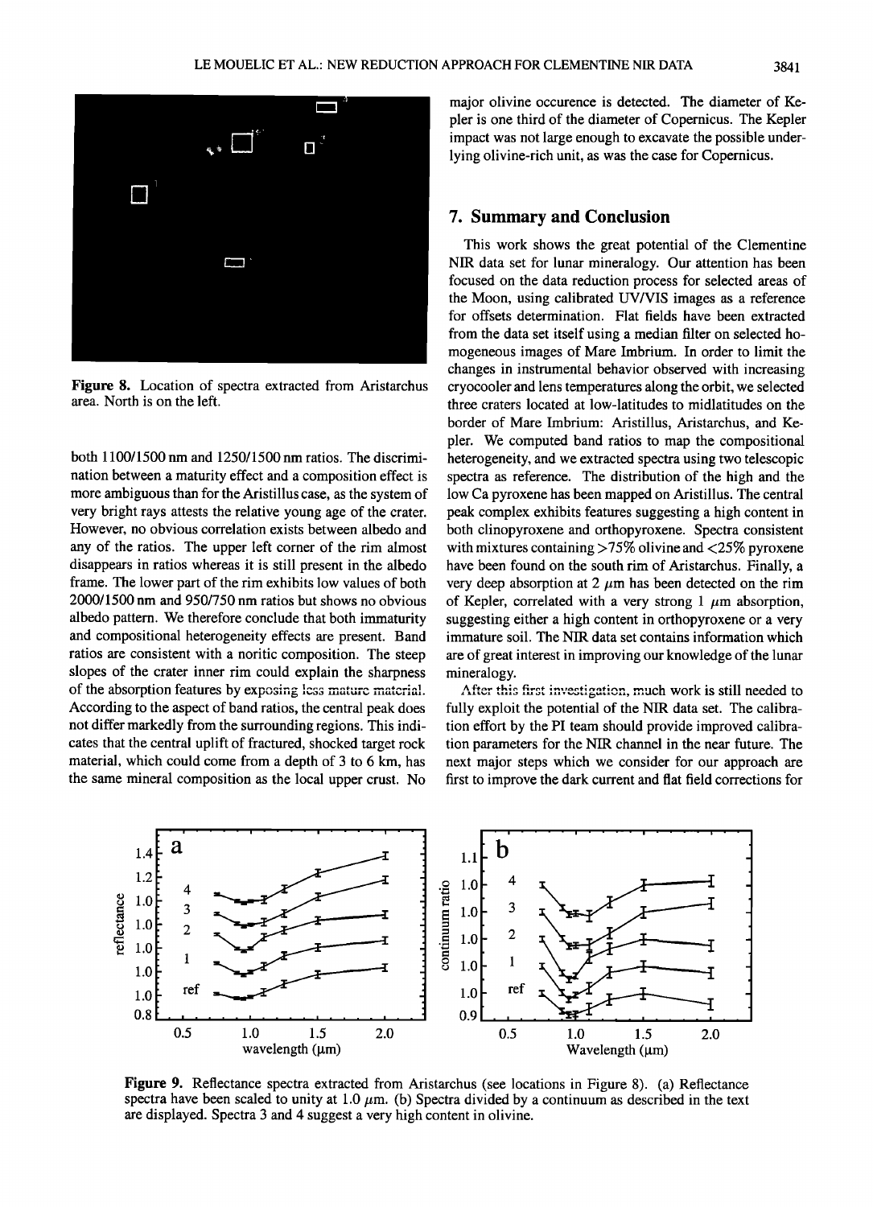Figure 8. Location of spectra extracted from Aristarchus area. North is on the left.

both 1100/1500 nm and 1250/1500 nm ratios. The discrimination between a maturity effect and a composition effect is more ambiguous than for the Aristillus case, as the system of very bright rays attests the relative young age of the crater. However, no obvious correlation exists between albedo and any of the ratios. The upper left corner of the rim almost disappears in ratios whereas it is still present in the albedo frame. The lower part of the rim exhibits low values of both 2000/1500 nm and 950/750 nm ratios but shows no obvious albedo pattern. We therefore conclude that both immaturity and compositional heterogeneity effects are present. Band ratios are consistent with a noritic composition. The steep slopes of the crater inner rim could explain the sharpness of the absorption features by exposing less mature material. According to the aspect of band ratios, the central peak does not differ markedly from the surrounding regions. This indicates that the central uplift of fractured, shocked target rock material, which could come from a depth of 3 to 6 km, has the same mineral composition as the local upper crust. No major olivine occurence is detected. The diameter of Kepler is one third of the diameter of Copernicus. The Kepler impact was not large enough to excavate the possible underlying olivine-rich unit, as was the case for Copernicus.

## 7. Summary and Conclusion

This work shows the great potential of the Clementine NIR data set for lunar mineralogy. Our attention has been focused on the data reduction process for selected areas of the Moon, using calibrated UV/VIS images as a reference for offsets determination. Flat fields have been extracted from the data set itself using a median filter on selected homogeneous images of Mare Imbrium. In order to limit the changes in instrumental behavior observed with increasing cryocooler and lens temperatures along the orbit, we selected three craters located at low-latitudes to midlatitudes on the border of Mare Imbrium: Aristillus, Aristarchus, and Kepler. We computed band ratios to map the compositional heterogeneity, and we extracted spectra using two telescopic spectra as reference. The distribution of the high and the low Ca pyroxene has been mapped on Aristillus. The central peak complex exhibits features suggesting a high content in both clinopyroxene and orthopyroxene. Spectra consistent with mixtures containing >75% olivine and <25% pyroxene have been found on the south rim of Aristarchus. Finally, a very deep absorption at 2 $\mu$m has been detected on the rim of Kepler, correlated with a very strong 1 $\mu$m absorption, suggesting either a high content in orthopyroxene or a very immature soil. The NIR data set contains information which are of great interest in improving our knowledge of the lunar mineralogy.

After this first investigation, much work is still needed to fully exploit the potential of the NIR data set. The calibration effort by the PI team should provide improved calibration parameters for the NIR channel in the near future. The next major steps which we consider for our approach are first to improve the dark current and flat field corrections for

Figure 9. Reflectance spectra extracted from Aristarchus (see locations in Figure 8). (a) Reflectance spectra have been scaled to unity at 1.0 $\mu$m. (b) Spectra divided by a continuum as described in the text are displayed. Spectra 3 and 4 suggest a very high content in olivine.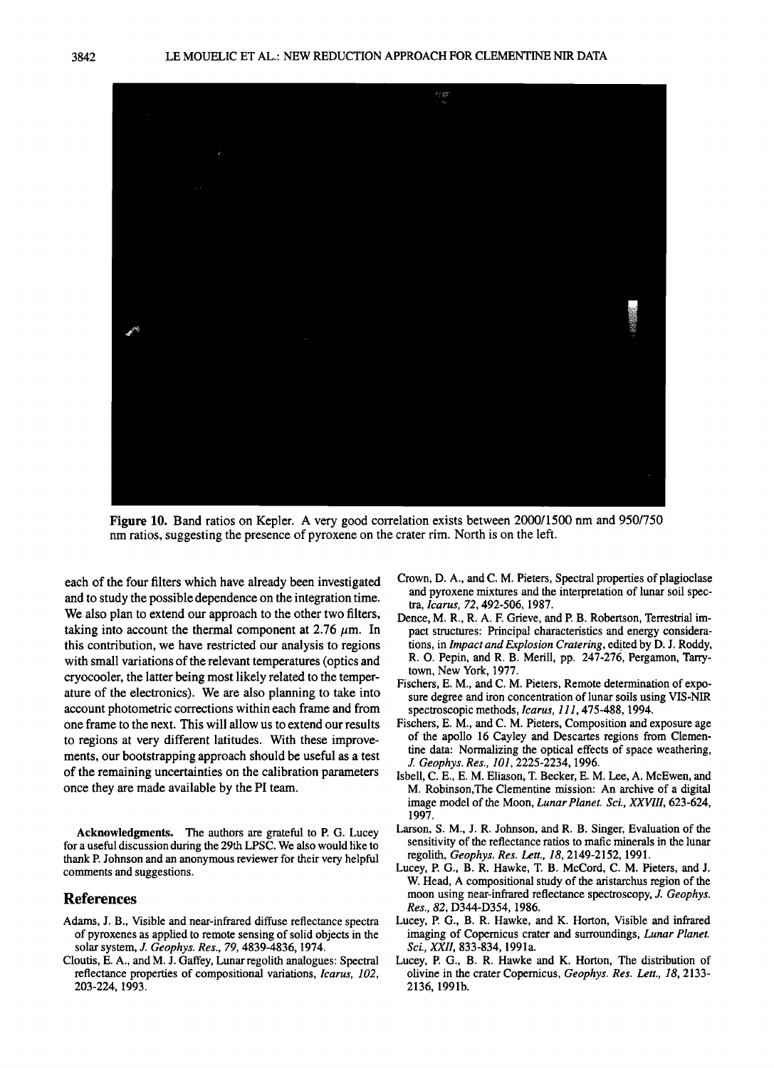Figure 10. Band ratios on Kepler. A very good correlation exists between 2000/1500 nm and 950/750 nm ratios, suggesting the presence of pyroxene on the crater rim. North is on the left.

each of the four filters which have already been investigated and to study the possible dependence on the integration time. We also plan to extend our approach to the other two filters, taking into account the thermal component at 2.76 $\mu$m. In this contribution, we have restricted our analysis to regions with small variations of the relevant temperatures (optics and cryocooler, the latter being most likely related to the temperature of the electronics). We are also planning to take into account photometric corrections within each frame and from one frame to the next. This will allow us to extend our results to regions at very different latitudes. With these improvements, our bootstrapping approach should be useful as a test of the remaining uncertainties on the calibration parameters once they are made available by the PI team.

**Acknowledgments.** The authors are grateful to P. G. Lucey for a useful discussion during the 29th LPSC. We also would like to thank P. Johnson and an anonymous reviewer for their very helpful comments and suggestions.

## References

Adams, J. B., Visible and near-infrared diffuse reflectance spectra of pyroxenes as applied to remote sensing of solid objects in the solar system, *J. Geophys. Res., 79*, 4839-4836, 1974.

Cloutis, E. A., and M. J. Gaffey, Lunar regolith analogues: Spectral reflectance properties of compositional variations, *Icarus, 102*, 203-224, 1993.

Crown, D. A., and C. M. Pieters, Spectral properties of plagioclase and pyroxene mixtures and the interpretation of lunar soil spectra, *Icarus, 72*, 492-506, 1987.

Dence, M. R., R. A. F. Grieve, and P. B. Robertson, Terrestrial impact structures: Principal characteristics and energy considerations, in *Impact and Explosion Cratering*, edited by D. J. Roddy, R. O. Pepin, and R. B. Merill, pp. 247-276, Pergamon, Tarrytown, New York, 1977.

Fischers, E. M., and C. M. Pieters, Remote determination of exposure degree and iron concentration of lunar soils using VIS-NIR spectroscopic methods, *Icarus, 111*, 475-488, 1994.

Fischers, E. M., and C. M. Pieters, Composition and exposure age of the apollo 16 Cayley and Descartes regions from Clementine data: Normalizing the optical effects of space weathering, *J. Geophys. Res., 101*, 2225-2234, 1996.

Isbell, C. E., E. M. Eliason, T. Becker, E. M. Lee, A. McEwen, and M. Robinson,The Clementine mission: An archive of a digital image model of the Moon, *Lunar Planet. Sci., XXVIII*, 623-624, 1997.

Larson, S. M., J. R. Johnson, and R. B. Singer, Evaluation of the sensitivity of the reflectance ratios to mafic minerals in the lunar regolith, *Geophys. Res. Lett., 18*, 2149-2152, 1991.

Lucey, P. G., B. R. Hawke, T. B. McCord, C. M. Pieters, and J. W. Head, A compositional study of the aristarchus region of the moon using near-infrared reflectance spectroscopy, *J. Geophys. Res., 82*, D344-D354, 1986.

Lucey, P. G., B. R. Hawke, and K. Horton, Visible and infrared imaging of Copernicus crater and surroundings, *Lunar Planet. Sci., XXII*, 833-834, 1991a.

Lucey, P. G., B. R. Hawke and K. Horton, The distribution of olivine in the crater Copernicus, *Geophys. Res. Lett., 18*, 2133-2136, 1991b.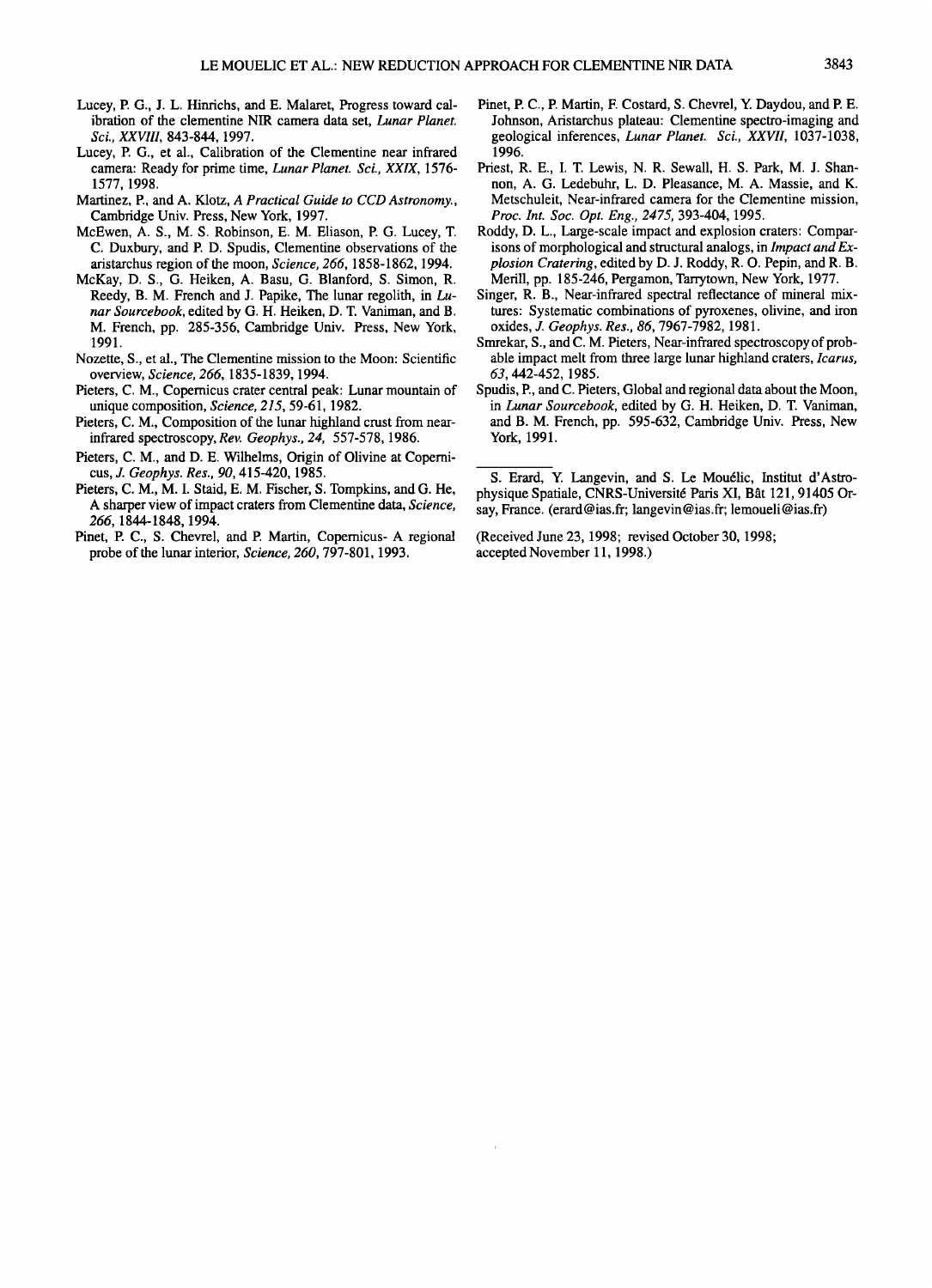Lucey, P. G., J. L. Hinrichs, and E. Malaret, Progress toward calibration of the clementine NIR camera data set, *Lunar Planet. Sci., XXVIII*, 843-844, 1997.

Lucey, P. G., et al., Calibration of the Clementine near infrared camera: Ready for prime time, *Lunar Planet. Sci., XXIX*, 1576-1577, 1998.

Martinez, P., and A. Klotz, *A Practical Guide to CCD Astronomy.*, Cambridge Univ. Press, New York, 1997.

McEwen, A. S., M. S. Robinson, E. M. Eliason, P. G. Lucey, T. C. Duxbury, and P. D. Spudis, Clementine observations of the aristarchus region of the moon, *Science, 266*, 1858-1862, 1994.

McKay, D. S., G. Heiken, A. Basu, G. Blanford, S. Simon, R. Reedy, B. M. French and J. Papike, The lunar regolith, in *Lunar Sourcebook*, edited by G. H. Heiken, D. T. Vaniman, and B. M. French, pp. 285-356, Cambridge Univ. Press, New York, 1991.

Nozette, S., et al., The Clementine mission to the Moon: Scientific overview, *Science, 266*, 1835-1839, 1994.

Pieters, C. M., Copernicus crater central peak: Lunar mountain of unique composition, *Science, 215*, 59-61, 1982.

Pieters, C. M., Composition of the lunar highland crust from near-infrared spectroscopy, *Rev. Geophys., 24*, 557-578, 1986.

Pieters, C. M., and D. E. Wilhelms, Origin of Olivine at Copernicus, *J. Geophys. Res., 90*, 415-420, 1985.

Pieters, C. M., M. I. Staid, E. M. Fischer, S. Tompkins, and G. He, A sharper view of impact craters from Clementine data, *Science, 266*, 1844-1848, 1994.

Pinet, P. C., S. Chevrel, and P. Martin, Copernicus- A regional probe of the lunar interior, *Science, 260*, 797-801, 1993.

Pinet, P. C., P. Martin, F. Costard, S. Chevrel, Y. Daydou, and P. E. Johnson, Aristarchus plateau: Clementine spectro-imaging and geological inferences, *Lunar Planet. Sci., XXVII*, 1037-1038, 1996.

Priest, R. E., I. T. Lewis, N. R. Sewall, H. S. Park, M. J. Shannon, A. G. Ledebuhr, L. D. Pleasance, M. A. Massie, and K. Metschuleit, Near-infrared camera for the Clementine mission, *Proc. Int. Soc. Opt. Eng., 2475*, 393-404, 1995.

Roddy, D. L., Large-scale impact and explosion craters: Comparisons of morphological and structural analogs, in *Impact and Explosion Cratering*, edited by D. J. Roddy, R. O. Pepin, and R. B. Merill, pp. 185-246, Pergamon, Tarrytown, New York, 1977.

Singer, R. B., Near-infrared spectral reflectance of mineral mixtures: Systematic combinations of pyroxenes, olivine, and iron oxides, *J. Geophys. Res., 86*, 7967-7982, 1981.

Smrekar, S., and C. M. Pieters, Near-infrared spectroscopy of probable impact melt from three large lunar highland craters, *Icarus, 63*, 442-452, 1985.

Spudis, P., and C. Pieters, Global and regional data about the Moon, in *Lunar Sourcebook*, edited by G. H. Heiken, D. T. Vaniman, and B. M. French, pp. 595-632, Cambridge Univ. Press, New York, 1991.

---

S. Erard, Y. Langevin, and S. Le Mouélic, Institut d'Astrophysique Spatiale, CNRS-Université Paris XI, Bât 121, 91405 Orsay, France. (erard@ias.fr; langevin@ias.fr; lemoueli@ias.fr)

(Received June 23, 1998; revised October 30, 1998; accepted November 11, 1998.)